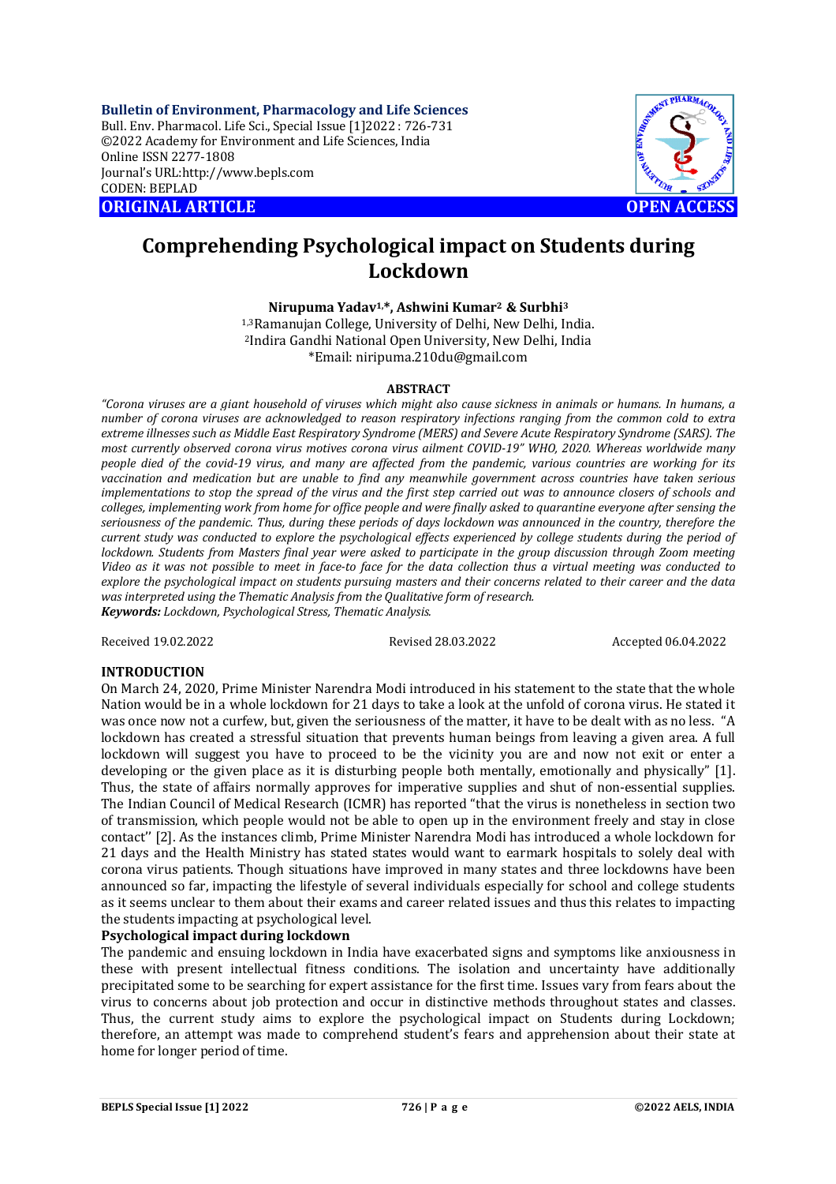# Comprehending Psychological impact on Students during Lockdown

**Nirupuma Yadav[1,*], Ashwini Kumar[2] & Surbhi[3]**

[1,3]Ramanujan College, University of Delhi, New Delhi, India.
[2]Indira Gandhi National Open University, New Delhi, India
*Email: niripuma.210du@gmail.com

## ABSTRACT

*"Corona viruses are a giant household of viruses which might also cause sickness in animals or humans. In humans, a number of corona viruses are acknowledged to reason respiratory infections ranging from the common cold to extra extreme illnesses such as Middle East Respiratory Syndrome (MERS) and Severe Acute Respiratory Syndrome (SARS). The most currently observed corona virus motives corona virus ailment COVID-19" WHO, 2020. Whereas worldwide many people died of the covid-19 virus, and many are affected from the pandemic, various countries are working for its vaccination and medication but are unable to find any meanwhile government across countries have taken serious implementations to stop the spread of the virus and the first step carried out was to announce closers of schools and colleges, implementing work from home for office people and were finally asked to quarantine everyone after sensing the seriousness of the pandemic. Thus, during these periods of days lockdown was announced in the country, therefore the current study was conducted to explore the psychological effects experienced by college students during the period of lockdown. Students from Masters final year were asked to participate in the group discussion through Zoom meeting Video as it was not possible to meet in face-to face for the data collection thus a virtual meeting was conducted to explore the psychological impact on students pursuing masters and their concerns related to their career and the data was interpreted using the Thematic Analysis from the Qualitative form of research.*

***Keywords:*** *Lockdown, Psychological Stress, Thematic Analysis.*

Received 19.02.2022 Revised 28.03.2022 Accepted 06.04.2022

## INTRODUCTION

On March 24, 2020, Prime Minister Narendra Modi introduced in his statement to the state that the whole Nation would be in a whole lockdown for 21 days to take a look at the unfold of corona virus. He stated it was once now not a curfew, but, given the seriousness of the matter, it have to be dealt with as no less. "A lockdown has created a stressful situation that prevents human beings from leaving a given area. A full lockdown will suggest you have to proceed to be the vicinity you are and now not exit or enter a developing or the given place as it is disturbing people both mentally, emotionally and physically" [1]. Thus, the state of affairs normally approves for imperative supplies and shut of non-essential supplies. The Indian Council of Medical Research (ICMR) has reported "that the virus is nonetheless in section two of transmission, which people would not be able to open up in the environment freely and stay in close contact'' [2]. As the instances climb, Prime Minister Narendra Modi has introduced a whole lockdown for 21 days and the Health Ministry has stated states would want to earmark hospitals to solely deal with corona virus patients. Though situations have improved in many states and three lockdowns have been announced so far, impacting the lifestyle of several individuals especially for school and college students as it seems unclear to them about their exams and career related issues and thus this relates to impacting the students impacting at psychological level.

### Psychological impact during lockdown

The pandemic and ensuing lockdown in India have exacerbated signs and symptoms like anxiousness in these with present intellectual fitness conditions. The isolation and uncertainty have additionally precipitated some to be searching for expert assistance for the first time. Issues vary from fears about the virus to concerns about job protection and occur in distinctive methods throughout states and classes. Thus, the current study aims to explore the psychological impact on Students during Lockdown; therefore, an attempt was made to comprehend student's fears and apprehension about their state at home for longer period of time.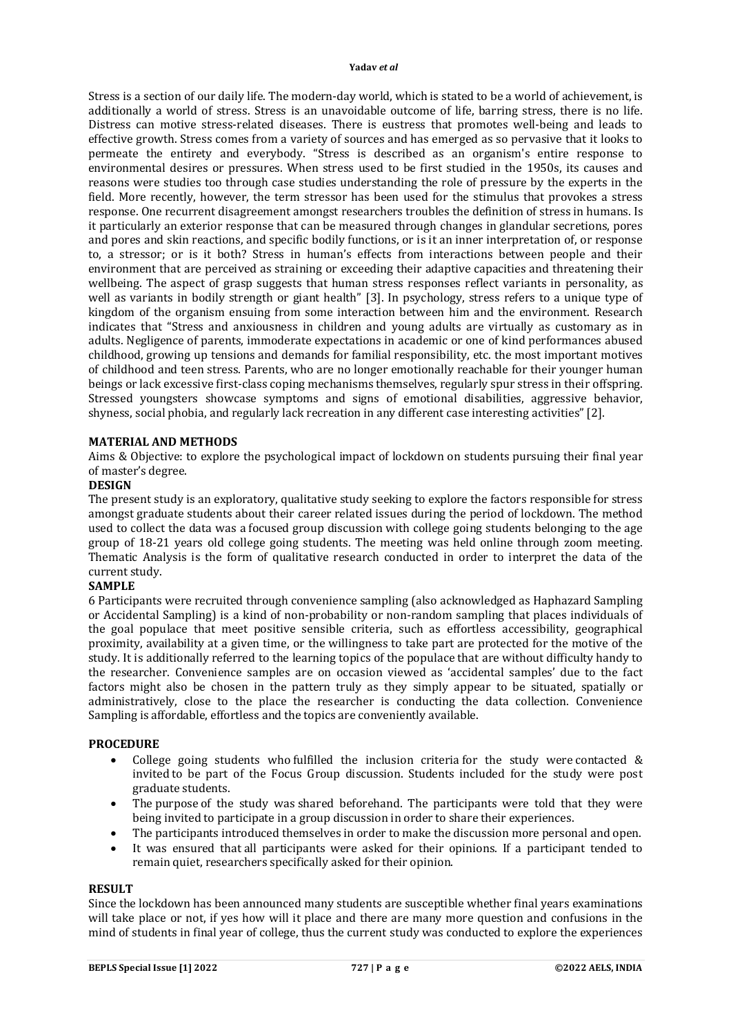Stress is a section of our daily life. The modern-day world, which is stated to be a world of achievement, is additionally a world of stress. Stress is an unavoidable outcome of life, barring stress, there is no life. Distress can motive stress-related diseases. There is eustress that promotes well-being and leads to effective growth. Stress comes from a variety of sources and has emerged as so pervasive that it looks to permeate the entirety and everybody. "Stress is described as an organism's entire response to environmental desires or pressures. When stress used to be first studied in the 1950s, its causes and reasons were studies too through case studies understanding the role of pressure by the experts in the field. More recently, however, the term stressor has been used for the stimulus that provokes a stress response. One recurrent disagreement amongst researchers troubles the definition of stress in humans. Is it particularly an exterior response that can be measured through changes in glandular secretions, pores and pores and skin reactions, and specific bodily functions, or is it an inner interpretation of, or response to, a stressor; or is it both? Stress in human's effects from interactions between people and their environment that are perceived as straining or exceeding their adaptive capacities and threatening their wellbeing. The aspect of grasp suggests that human stress responses reflect variants in personality, as well as variants in bodily strength or giant health" [3]. In psychology, stress refers to a unique type of kingdom of the organism ensuing from some interaction between him and the environment. Research indicates that "Stress and anxiousness in children and young adults are virtually as customary as in adults. Negligence of parents, immoderate expectations in academic or one of kind performances abused childhood, growing up tensions and demands for familial responsibility, etc. the most important motives of childhood and teen stress. Parents, who are no longer emotionally reachable for their younger human beings or lack excessive first-class coping mechanisms themselves, regularly spur stress in their offspring. Stressed youngsters showcase symptoms and signs of emotional disabilities, aggressive behavior, shyness, social phobia, and regularly lack recreation in any different case interesting activities" [2].

## MATERIAL AND METHODS

Aims & Objective: to explore the psychological impact of lockdown on students pursuing their final year of master's degree.

### DESIGN

The present study is an exploratory, qualitative study seeking to explore the factors responsible for stress amongst graduate students about their career related issues during the period of lockdown. The method used to collect the data was a focused group discussion with college going students belonging to the age group of 18-21 years old college going students. The meeting was held online through zoom meeting. Thematic Analysis is the form of qualitative research conducted in order to interpret the data of the current study.

### SAMPLE

6 Participants were recruited through convenience sampling (also acknowledged as Haphazard Sampling or Accidental Sampling) is a kind of non-probability or non-random sampling that places individuals of the goal populace that meet positive sensible criteria, such as effortless accessibility, geographical proximity, availability at a given time, or the willingness to take part are protected for the motive of the study. It is additionally referred to the learning topics of the populace that are without difficulty handy to the researcher. Convenience samples are on occasion viewed as 'accidental samples' due to the fact factors might also be chosen in the pattern truly as they simply appear to be situated, spatially or administratively, close to the place the researcher is conducting the data collection. Convenience Sampling is affordable, effortless and the topics are conveniently available.

### PROCEDURE

- College going students who fulfilled the inclusion criteria for the study were contacted & invited to be part of the Focus Group discussion. Students included for the study were post graduate students.
- The purpose of the study was shared beforehand. The participants were told that they were being invited to participate in a group discussion in order to share their experiences.
- The participants introduced themselves in order to make the discussion more personal and open.
- It was ensured that all participants were asked for their opinions. If a participant tended to remain quiet, researchers specifically asked for their opinion.

## RESULT

Since the lockdown has been announced many students are susceptible whether final years examinations will take place or not, if yes how will it place and there are many more question and confusions in the mind of students in final year of college, thus the current study was conducted to explore the experiences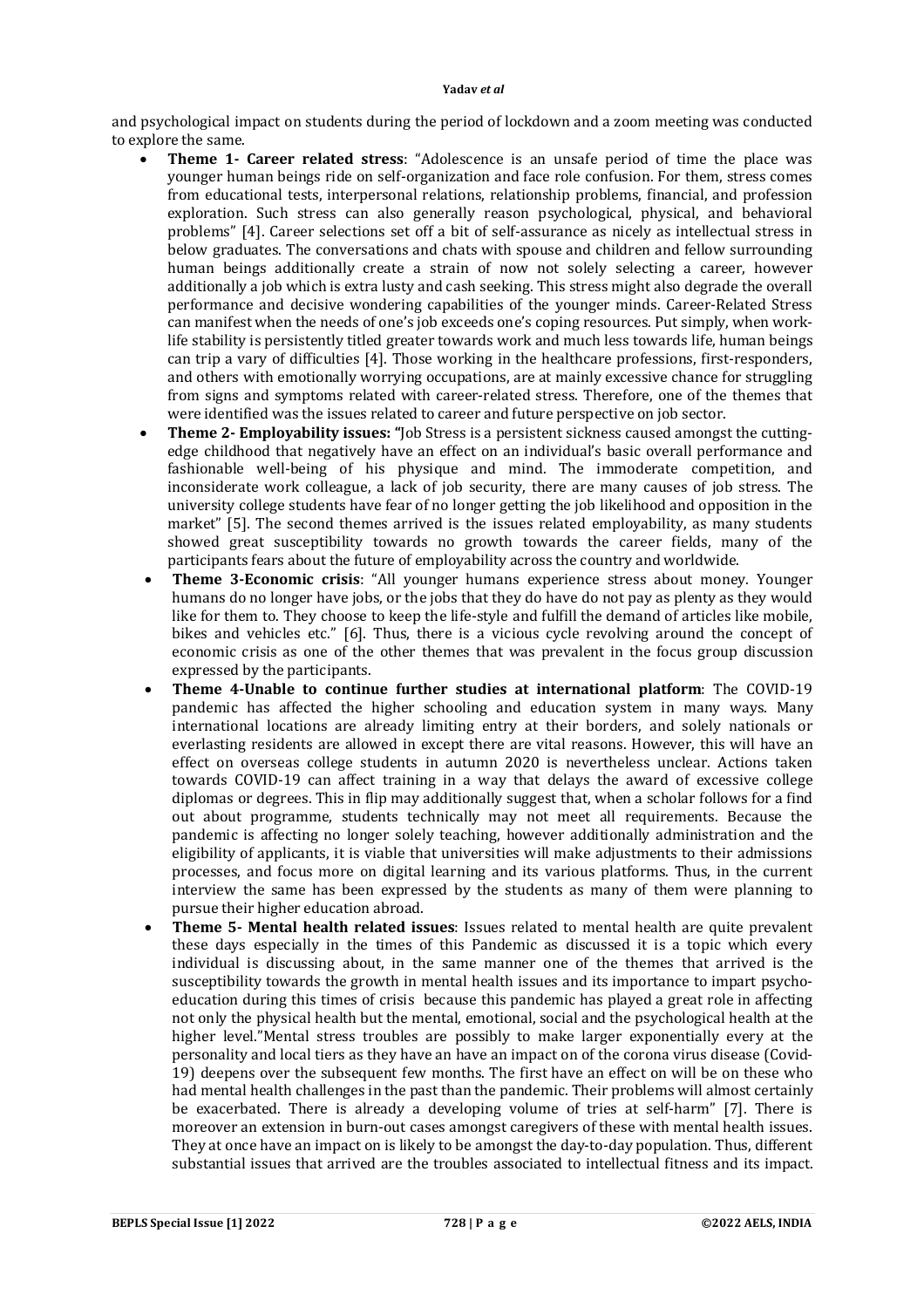and psychological impact on students during the period of lockdown and a zoom meeting was conducted to explore the same.

- **Theme 1- Career related stress**: "Adolescence is an unsafe period of time the place was younger human beings ride on self-organization and face role confusion. For them, stress comes from educational tests, interpersonal relations, relationship problems, financial, and profession exploration. Such stress can also generally reason psychological, physical, and behavioral problems" [4]. Career selections set off a bit of self-assurance as nicely as intellectual stress in below graduates. The conversations and chats with spouse and children and fellow surrounding human beings additionally create a strain of now not solely selecting a career, however additionally a job which is extra lusty and cash seeking. This stress might also degrade the overall performance and decisive wondering capabilities of the younger minds. Career-Related Stress can manifest when the needs of one's job exceeds one's coping resources. Put simply, when work-life stability is persistently titled greater towards work and much less towards life, human beings can trip a vary of difficulties [4]. Those working in the healthcare professions, first-responders, and others with emotionally worrying occupations, are at mainly excessive chance for struggling from signs and symptoms related with career-related stress. Therefore, one of the themes that were identified was the issues related to career and future perspective on job sector.
- **Theme 2- Employability issues: "**Job Stress is a persistent sickness caused amongst the cutting-edge childhood that negatively have an effect on an individual's basic overall performance and fashionable well-being of his physique and mind. The immoderate competition, and inconsiderate work colleague, a lack of job security, there are many causes of job stress. The university college students have fear of no longer getting the job likelihood and opposition in the market" [5]. The second themes arrived is the issues related employability, as many students showed great susceptibility towards no growth towards the career fields, many of the participants fears about the future of employability across the country and worldwide.
- **Theme 3-Economic crisis**: "All younger humans experience stress about money. Younger humans do no longer have jobs, or the jobs that they do have do not pay as plenty as they would like for them to. They choose to keep the life-style and fulfill the demand of articles like mobile, bikes and vehicles etc." [6]. Thus, there is a vicious cycle revolving around the concept of economic crisis as one of the other themes that was prevalent in the focus group discussion expressed by the participants.
- **Theme 4-Unable to continue further studies at international platform**: The COVID-19 pandemic has affected the higher schooling and education system in many ways. Many international locations are already limiting entry at their borders, and solely nationals or everlasting residents are allowed in except there are vital reasons. However, this will have an effect on overseas college students in autumn 2020 is nevertheless unclear. Actions taken towards COVID-19 can affect training in a way that delays the award of excessive college diplomas or degrees. This in flip may additionally suggest that, when a scholar follows for a find out about programme, students technically may not meet all requirements. Because the pandemic is affecting no longer solely teaching, however additionally administration and the eligibility of applicants, it is viable that universities will make adjustments to their admissions processes, and focus more on digital learning and its various platforms. Thus, in the current interview the same has been expressed by the students as many of them were planning to pursue their higher education abroad.
- **Theme 5- Mental health related issues**: Issues related to mental health are quite prevalent these days especially in the times of this Pandemic as discussed it is a topic which every individual is discussing about, in the same manner one of the themes that arrived is the susceptibility towards the growth in mental health issues and its importance to impart psycho-education during this times of crisis because this pandemic has played a great role in affecting not only the physical health but the mental, emotional, social and the psychological health at the higher level."Mental stress troubles are possibly to make larger exponentially every at the personality and local tiers as they have an have an impact on of the corona virus disease (Covid-19) deepens over the subsequent few months. The first have an effect on will be on these who had mental health challenges in the past than the pandemic. Their problems will almost certainly be exacerbated. There is already a developing volume of tries at self-harm" [7]. There is moreover an extension in burn-out cases amongst caregivers of these with mental health issues. They at once have an impact on is likely to be amongst the day-to-day population. Thus, different substantial issues that arrived are the troubles associated to intellectual fitness and its impact.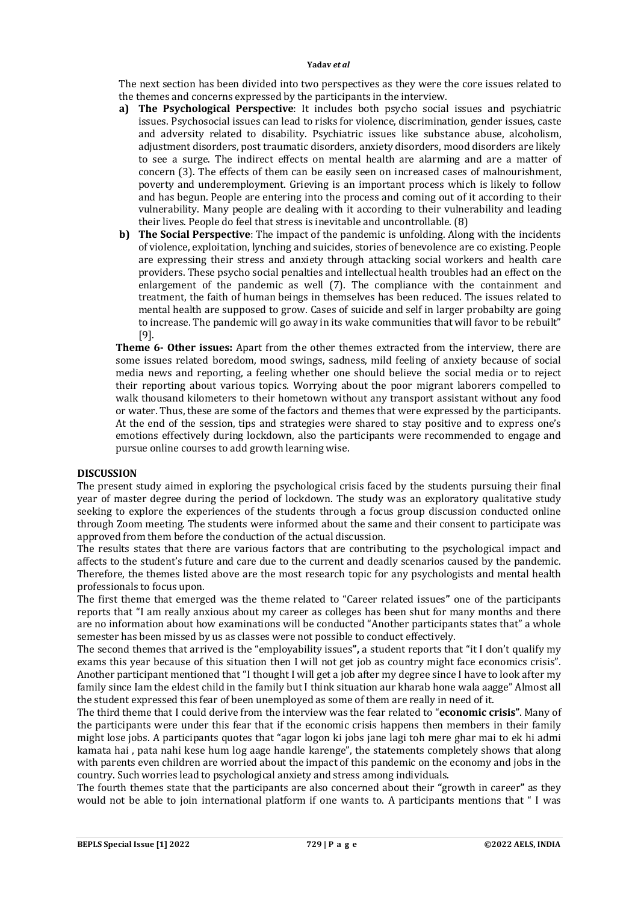The next section has been divided into two perspectives as they were the core issues related to the themes and concerns expressed by the participants in the interview.

**a) The Psychological Perspective**: It includes both psycho social issues and psychiatric issues. Psychosocial issues can lead to risks for violence, discrimination, gender issues, caste and adversity related to disability. Psychiatric issues like substance abuse, alcoholism, adjustment disorders, post traumatic disorders, anxiety disorders, mood disorders are likely to see a surge. The indirect effects on mental health are alarming and are a matter of concern (3). The effects of them can be easily seen on increased cases of malnourishment, poverty and underemployment. Grieving is an important process which is likely to follow and has begun. People are entering into the process and coming out of it according to their vulnerability. Many people are dealing with it according to their vulnerability and leading their lives. People do feel that stress is inevitable and uncontrollable. (8)

**b) The Social Perspective**: The impact of the pandemic is unfolding. Along with the incidents of violence, exploitation, lynching and suicides, stories of benevolence are co existing. People are expressing their stress and anxiety through attacking social workers and health care providers. These psycho social penalties and intellectual health troubles had an effect on the enlargement of the pandemic as well (7). The compliance with the containment and treatment, the faith of human beings in themselves has been reduced. The issues related to mental health are supposed to grow. Cases of suicide and self in larger probabilty are going to increase. The pandemic will go away in its wake communities that will favor to be rebuilt" [9].

**Theme 6- Other issues:** Apart from the other themes extracted from the interview, there are some issues related boredom, mood swings, sadness, mild feeling of anxiety because of social media news and reporting, a feeling whether one should believe the social media or to reject their reporting about various topics. Worrying about the poor migrant laborers compelled to walk thousand kilometers to their hometown without any transport assistant without any food or water. Thus, these are some of the factors and themes that were expressed by the participants. At the end of the session, tips and strategies were shared to stay positive and to express one's emotions effectively during lockdown, also the participants were recommended to engage and pursue online courses to add growth learning wise.

## DISCUSSION

The present study aimed in exploring the psychological crisis faced by the students pursuing their final year of master degree during the period of lockdown. The study was an exploratory qualitative study seeking to explore the experiences of the students through a focus group discussion conducted online through Zoom meeting. The students were informed about the same and their consent to participate was approved from them before the conduction of the actual discussion.

The results states that there are various factors that are contributing to the psychological impact and affects to the student's future and care due to the current and deadly scenarios caused by the pandemic. Therefore, the themes listed above are the most research topic for any psychologists and mental health professionals to focus upon.

The first theme that emerged was the theme related to "Career related issues" one of the participants reports that "I am really anxious about my career as colleges has been shut for many months and there are no information about how examinations will be conducted "Another participants states that" a whole semester has been missed by us as classes were not possible to conduct effectively.

The second themes that arrived is the "employability issues**",** a student reports that "it I don't qualify my exams this year because of this situation then I will not get job as country might face economics crisis". Another participant mentioned that "I thought I will get a job after my degree since I have to look after my family since Iam the eldest child in the family but I think situation aur kharab hone wala aagge" Almost all the student expressed this fear of been unemployed as some of them are really in need of it.

The third theme that I could derive from the interview was the fear related to "**economic crisis**". Many of the participants were under this fear that if the economic crisis happens then members in their family might lose jobs. A participants quotes that "agar logon ki jobs jane lagi toh mere ghar mai to ek hi admi kamata hai , pata nahi kese hum log aage handle karenge", the statements completely shows that along with parents even children are worried about the impact of this pandemic on the economy and jobs in the country. Such worries lead to psychological anxiety and stress among individuals.

The fourth themes state that the participants are also concerned about their **"**growth in career**"** as they would not be able to join international platform if one wants to. A participants mentions that " I was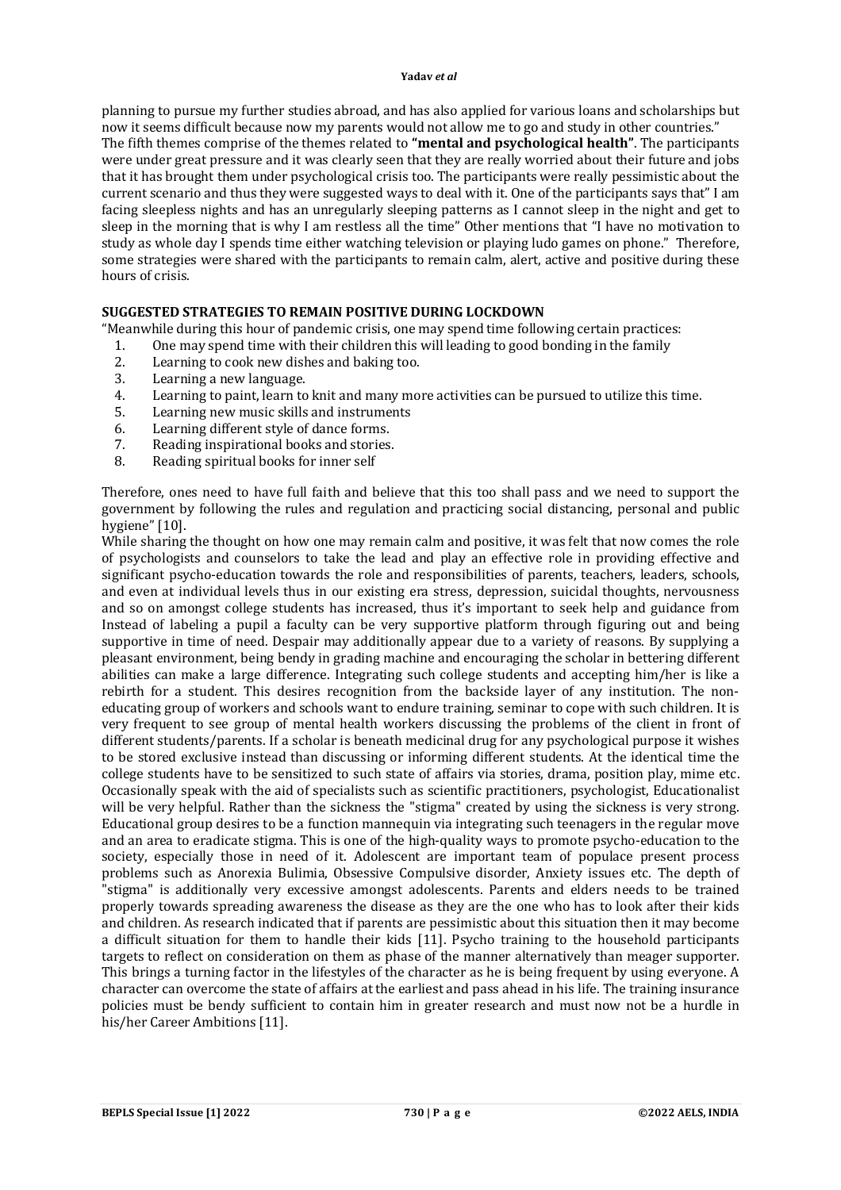planning to pursue my further studies abroad, and has also applied for various loans and scholarships but now it seems difficult because now my parents would not allow me to go and study in other countries."

The fifth themes comprise of the themes related to **"mental and psychological health"**. The participants were under great pressure and it was clearly seen that they are really worried about their future and jobs that it has brought them under psychological crisis too. The participants were really pessimistic about the current scenario and thus they were suggested ways to deal with it. One of the participants says that" I am facing sleepless nights and has an unregularly sleeping patterns as I cannot sleep in the night and get to sleep in the morning that is why I am restless all the time" Other mentions that "I have no motivation to study as whole day I spends time either watching television or playing ludo games on phone." Therefore, some strategies were shared with the participants to remain calm, alert, active and positive during these hours of crisis.

## SUGGESTED STRATEGIES TO REMAIN POSITIVE DURING LOCKDOWN

"Meanwhile during this hour of pandemic crisis, one may spend time following certain practices:

1. One may spend time with their children this will leading to good bonding in the family
2. Learning to cook new dishes and baking too.
3. Learning a new language.
4. Learning to paint, learn to knit and many more activities can be pursued to utilize this time.
5. Learning new music skills and instruments
6. Learning different style of dance forms.
7. Reading inspirational books and stories.
8. Reading spiritual books for inner self

Therefore, ones need to have full faith and believe that this too shall pass and we need to support the government by following the rules and regulation and practicing social distancing, personal and public hygiene" [10].

While sharing the thought on how one may remain calm and positive, it was felt that now comes the role of psychologists and counselors to take the lead and play an effective role in providing effective and significant psycho-education towards the role and responsibilities of parents, teachers, leaders, schools, and even at individual levels thus in our existing era stress, depression, suicidal thoughts, nervousness and so on amongst college students has increased, thus it's important to seek help and guidance from Instead of labeling a pupil a faculty can be very supportive platform through figuring out and being supportive in time of need. Despair may additionally appear due to a variety of reasons. By supplying a pleasant environment, being bendy in grading machine and encouraging the scholar in bettering different abilities can make a large difference. Integrating such college students and accepting him/her is like a rebirth for a student. This desires recognition from the backside layer of any institution. The non-educating group of workers and schools want to endure training, seminar to cope with such children. It is very frequent to see group of mental health workers discussing the problems of the client in front of different students/parents. If a scholar is beneath medicinal drug for any psychological purpose it wishes to be stored exclusive instead than discussing or informing different students. At the identical time the college students have to be sensitized to such state of affairs via stories, drama, position play, mime etc. Occasionally speak with the aid of specialists such as scientific practitioners, psychologist, Educationalist will be very helpful. Rather than the sickness the "stigma" created by using the sickness is very strong. Educational group desires to be a function mannequin via integrating such teenagers in the regular move and an area to eradicate stigma. This is one of the high-quality ways to promote psycho-education to the society, especially those in need of it. Adolescent are important team of populace present process problems such as Anorexia Bulimia, Obsessive Compulsive disorder, Anxiety issues etc. The depth of "stigma" is additionally very excessive amongst adolescents. Parents and elders needs to be trained properly towards spreading awareness the disease as they are the one who has to look after their kids and children. As research indicated that if parents are pessimistic about this situation then it may become a difficult situation for them to handle their kids [11]. Psycho training to the household participants targets to reflect on consideration on them as phase of the manner alternatively than meager supporter. This brings a turning factor in the lifestyles of the character as he is being frequent by using everyone. A character can overcome the state of affairs at the earliest and pass ahead in his life. The training insurance policies must be bendy sufficient to contain him in greater research and must now not be a hurdle in his/her Career Ambitions [11].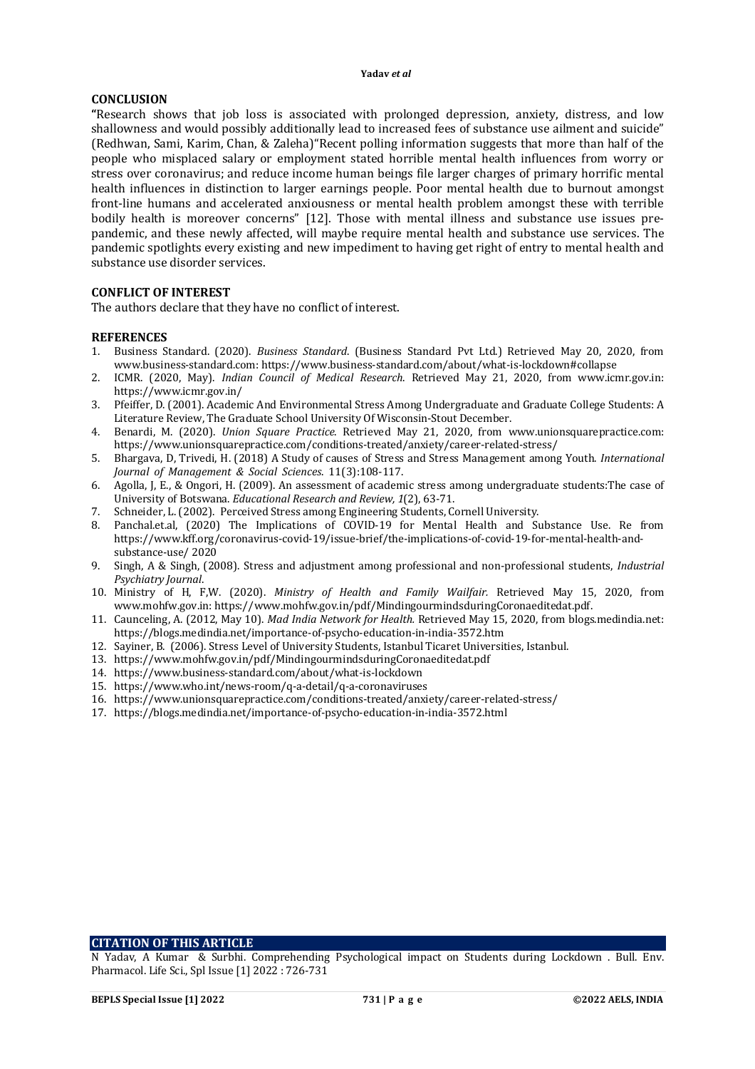## CONCLUSION

"Research shows that job loss is associated with prolonged depression, anxiety, distress, and low shallowness and would possibly additionally lead to increased fees of substance use ailment and suicide" (Redhwan, Sami, Karim, Chan, & Zaleha)"Recent polling information suggests that more than half of the people who misplaced salary or employment stated horrible mental health influences from worry or stress over coronavirus; and reduce income human beings file larger charges of primary horrific mental health influences in distinction to larger earnings people. Poor mental health due to burnout amongst front-line humans and accelerated anxiousness or mental health problem amongst these with terrible bodily health is moreover concerns" [12]. Those with mental illness and substance use issues pre-pandemic, and these newly affected, will maybe require mental health and substance use services. The pandemic spotlights every existing and new impediment to having get right of entry to mental health and substance use disorder services.

## CONFLICT OF INTEREST

The authors declare that they have no conflict of interest.

## REFERENCES

1. Business Standard. (2020). *Business Standard*. (Business Standard Pvt Ltd.) Retrieved May 20, 2020, from www.business-standard.com: https://www.business-standard.com/about/what-is-lockdown#collapse
2. ICMR. (2020, May). *Indian Council of Medical Research*. Retrieved May 21, 2020, from www.icmr.gov.in: https://www.icmr.gov.in/
3. Pfeiffer, D. (2001). Academic And Environmental Stress Among Undergraduate and Graduate College Students: A Literature Review, The Graduate School University Of Wisconsin-Stout December.
4. Benardi, M. (2020). *Union Square Practice*. Retrieved May 21, 2020, from www.unionsquarepractice.com: https://www.unionsquarepractice.com/conditions-treated/anxiety/career-related-stress/
5. Bhargava, D, Trivedi, H. (2018) A Study of causes of Stress and Stress Management among Youth. *International Journal of Management & Social Sciences*. 11(3):108-117.
6. Agolla, J, E., & Ongori, H. (2009). An assessment of academic stress among undergraduate students:The case of University of Botswana. *Educational Research and Review, 1*(2), 63-71.
7. Schneider, L. (2002). Perceived Stress among Engineering Students, Cornell University.
8. Panchal.et.al, (2020) The Implications of COVID-19 for Mental Health and Substance Use. Re from https://www.kff.org/coronavirus-covid-19/issue-brief/the-implications-of-covid-19-for-mental-health-and-substance-use/ 2020
9. Singh, A & Singh, (2008). Stress and adjustment among professional and non-professional students, *Industrial Psychiatry Journal*.
10. Ministry of H, F,W. (2020). *Ministry of Health and Family Wailfair.* Retrieved May 15, 2020, from www.mohfw.gov.in: https://www.mohfw.gov.in/pdf/MindingourmindsduringCoronaeditedat.pdf.
11. Caunceling, A. (2012, May 10). *Mad India Network for Health.* Retrieved May 15, 2020, from blogs.medindia.net: https://blogs.medindia.net/importance-of-psycho-education-in-india-3572.htm
12. Sayiner, B. (2006). Stress Level of University Students, Istanbul Ticaret Universities, Istanbul.
13. https://www.mohfw.gov.in/pdf/MindingourmindsduringCoronaeditedat.pdf
14. https://www.business-standard.com/about/what-is-lockdown
15. https://www.who.int/news-room/q-a-detail/q-a-coronaviruses
16. https://www.unionsquarepractice.com/conditions-treated/anxiety/career-related-stress/
17. https://blogs.medindia.net/importance-of-psycho-education-in-india-3572.html

**CITATION OF THIS ARTICLE**

N Yadav, A Kumar & Surbhi. Comprehending Psychological impact on Students during Lockdown . Bull. Env. Pharmacol. Life Sci., Spl Issue [1] 2022 : 726-731